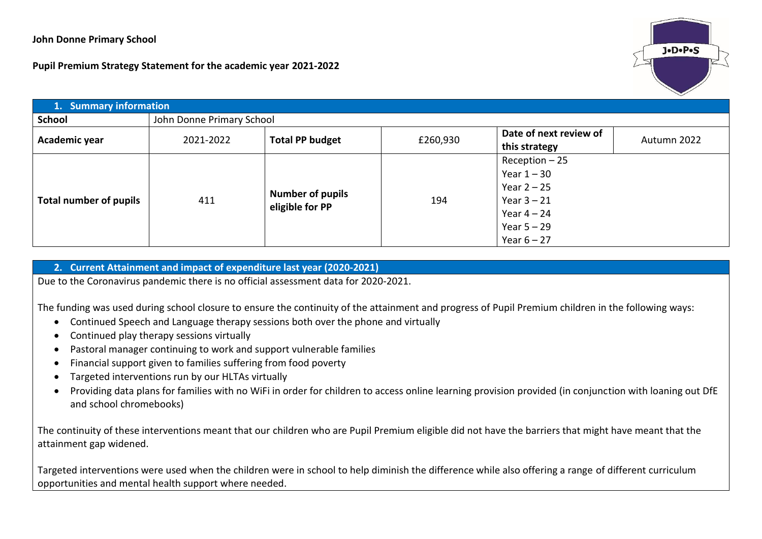**John Donne Primary School**

**Pupil Premium Strategy Statement for the academic year 2021-2022**

| 1. Summary information | | | | | |
|---|---|---|---|---|---|
| **School** | John Donne Primary School | | | | |
| **Academic year** | 2021-2022 | **Total PP budget** | £260,930 | **Date of next review of this strategy** | Autumn 2022 |
| **Total number of pupils** | 411 | **Number of pupils eligible for PP** | 194 | Reception – 25<br>Year 1 – 30<br>Year 2 – 25<br>Year 3 – 21<br>Year 4 – 24<br>Year 5 – 29<br>Year 6 – 27 | |

## 2. Current Attainment and impact of expenditure last year (2020-2021)

Due to the Coronavirus pandemic there is no official assessment data for 2020-2021.

The funding was used during school closure to ensure the continuity of the attainment and progress of Pupil Premium children in the following ways:

- Continued Speech and Language therapy sessions both over the phone and virtually
- Continued play therapy sessions virtually
- Pastoral manager continuing to work and support vulnerable families
- Financial support given to families suffering from food poverty
- Targeted interventions run by our HLTAs virtually
- Providing data plans for families with no WiFi in order for children to access online learning provision provided (in conjunction with loaning out DfE and school chromebooks)

The continuity of these interventions meant that our children who are Pupil Premium eligible did not have the barriers that might have meant that the attainment gap widened.

Targeted interventions were used when the children were in school to help diminish the difference while also offering a range of different curriculum opportunities and mental health support where needed.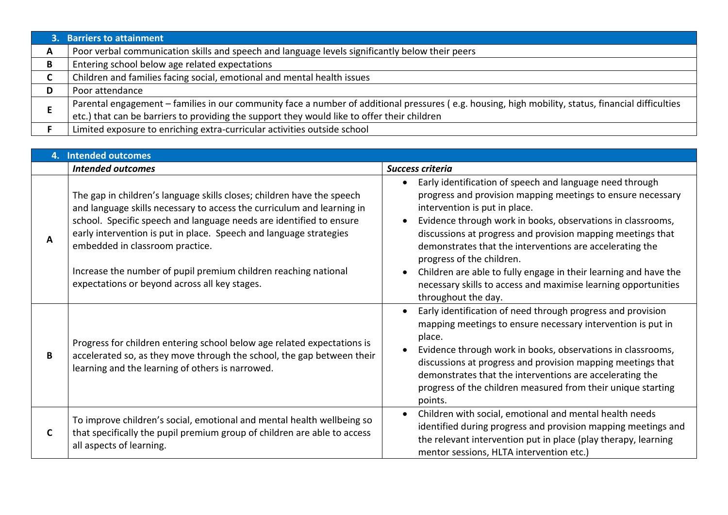| 3. Barriers to attainment | |
|---|---|
| A | Poor verbal communication skills and speech and language levels significantly below their peers |
| B | Entering school below age related expectations |
| C | Children and families facing social, emotional and mental health issues |
| D | Poor attendance |
| E | Parental engagement – families in our community face a number of additional pressures ( e.g. housing, high mobility, status, financial difficulties etc.) that can be barriers to providing the support they would like to offer their children |
| F | Limited exposure to enriching extra-curricular activities outside school |

| 4. Intended outcomes | | |
|---|---|---|
| | ***Intended outcomes*** | ***Success criteria*** |
| A | The gap in children's language skills closes; children have the speech and language skills necessary to access the curriculum and learning in school. Specific speech and language needs are identified to ensure early intervention is put in place. Speech and language strategies embedded in classroom practice.<br><br>Increase the number of pupil premium children reaching national expectations or beyond across all key stages. | • Early identification of speech and language need through progress and provision mapping meetings to ensure necessary intervention is put in place.<br>• Evidence through work in books, observations in classrooms, discussions at progress and provision mapping meetings that demonstrates that the interventions are accelerating the progress of the children.<br>• Children are able to fully engage in their learning and have the necessary skills to access and maximise learning opportunities throughout the day. |
| B | Progress for children entering school below age related expectations is accelerated so, as they move through the school, the gap between their learning and the learning of others is narrowed. | • Early identification of need through progress and provision mapping meetings to ensure necessary intervention is put in place.<br>• Evidence through work in books, observations in classrooms, discussions at progress and provision mapping meetings that demonstrates that the interventions are accelerating the progress of the children measured from their unique starting points. |
| C | To improve children's social, emotional and mental health wellbeing so that specifically the pupil premium group of children are able to access all aspects of learning. | • Children with social, emotional and mental health needs identified during progress and provision mapping meetings and the relevant intervention put in place (play therapy, learning mentor sessions, HLTA intervention etc.) |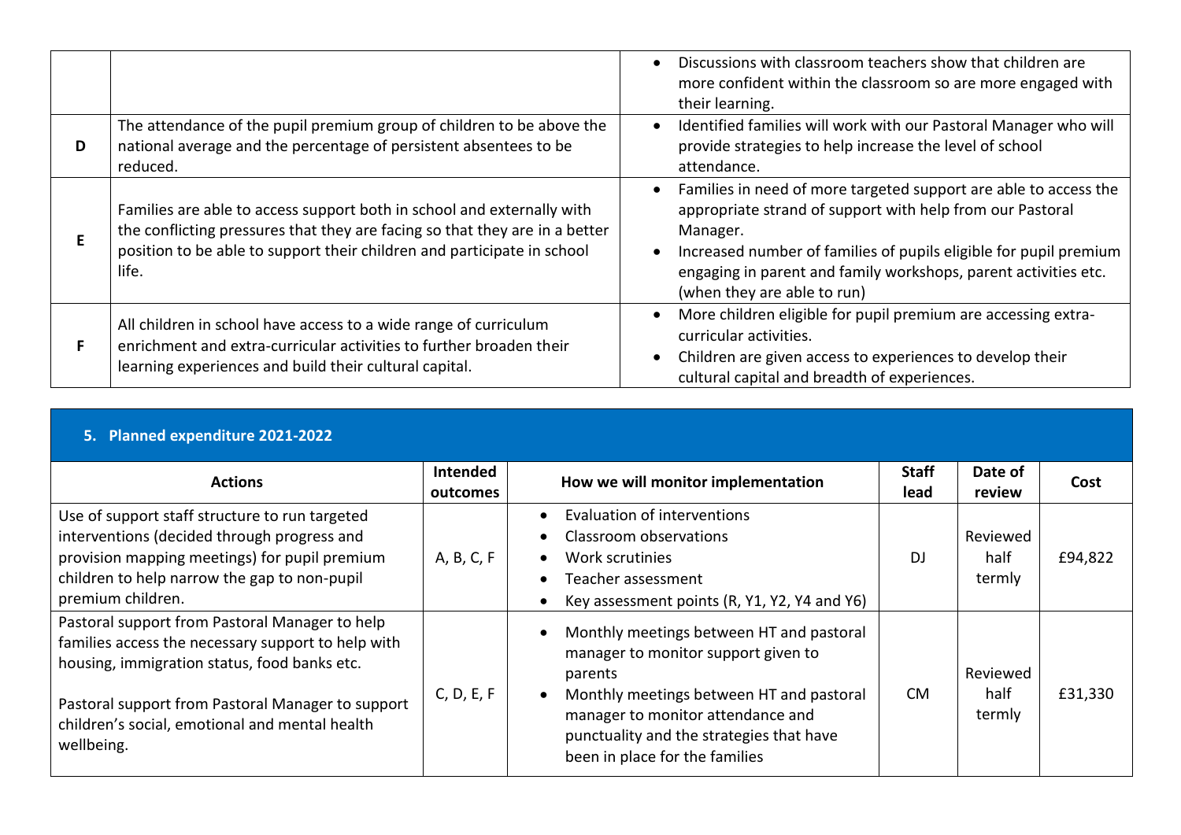| | | |
|---|---|---|
| | | • Discussions with classroom teachers show that children are more confident within the classroom so are more engaged with their learning. |
| **D** | The attendance of the pupil premium group of children to be above the national average and the percentage of persistent absentees to be reduced. | • Identified families will work with our Pastoral Manager who will provide strategies to help increase the level of school attendance. |
| **E** | Families are able to access support both in school and externally with the conflicting pressures that they are facing so that they are in a better position to be able to support their children and participate in school life. | • Families in need of more targeted support are able to access the appropriate strand of support with help from our Pastoral Manager.<br>• Increased number of families of pupils eligible for pupil premium engaging in parent and family workshops, parent activities etc. (when they are able to run) |
| **F** | All children in school have access to a wide range of curriculum enrichment and extra-curricular activities to further broaden their learning experiences and build their cultural capital. | • More children eligible for pupil premium are accessing extra-curricular activities.<br>• Children are given access to experiences to develop their cultural capital and breadth of experiences. |

## 5. Planned expenditure 2021-2022

| Actions | Intended outcomes | How we will monitor implementation | Staff lead | Date of review | Cost |
|---|---|---|---|---|---|
| Use of support staff structure to run targeted interventions (decided through progress and provision mapping meetings) for pupil premium children to help narrow the gap to non-pupil premium children. | A, B, C, F | • Evaluation of interventions<br>• Classroom observations<br>• Work scrutinies<br>• Teacher assessment<br>• Key assessment points (R, Y1, Y2, Y4 and Y6) | DJ | Reviewed half termly | £94,822 |
| Pastoral support from Pastoral Manager to help families access the necessary support to help with housing, immigration status, food banks etc.<br><br>Pastoral support from Pastoral Manager to support children's social, emotional and mental health wellbeing. | C, D, E, F | • Monthly meetings between HT and pastoral manager to monitor support given to parents<br>• Monthly meetings between HT and pastoral manager to monitor attendance and punctuality and the strategies that have been in place for the families | CM | Reviewed half termly | £31,330 |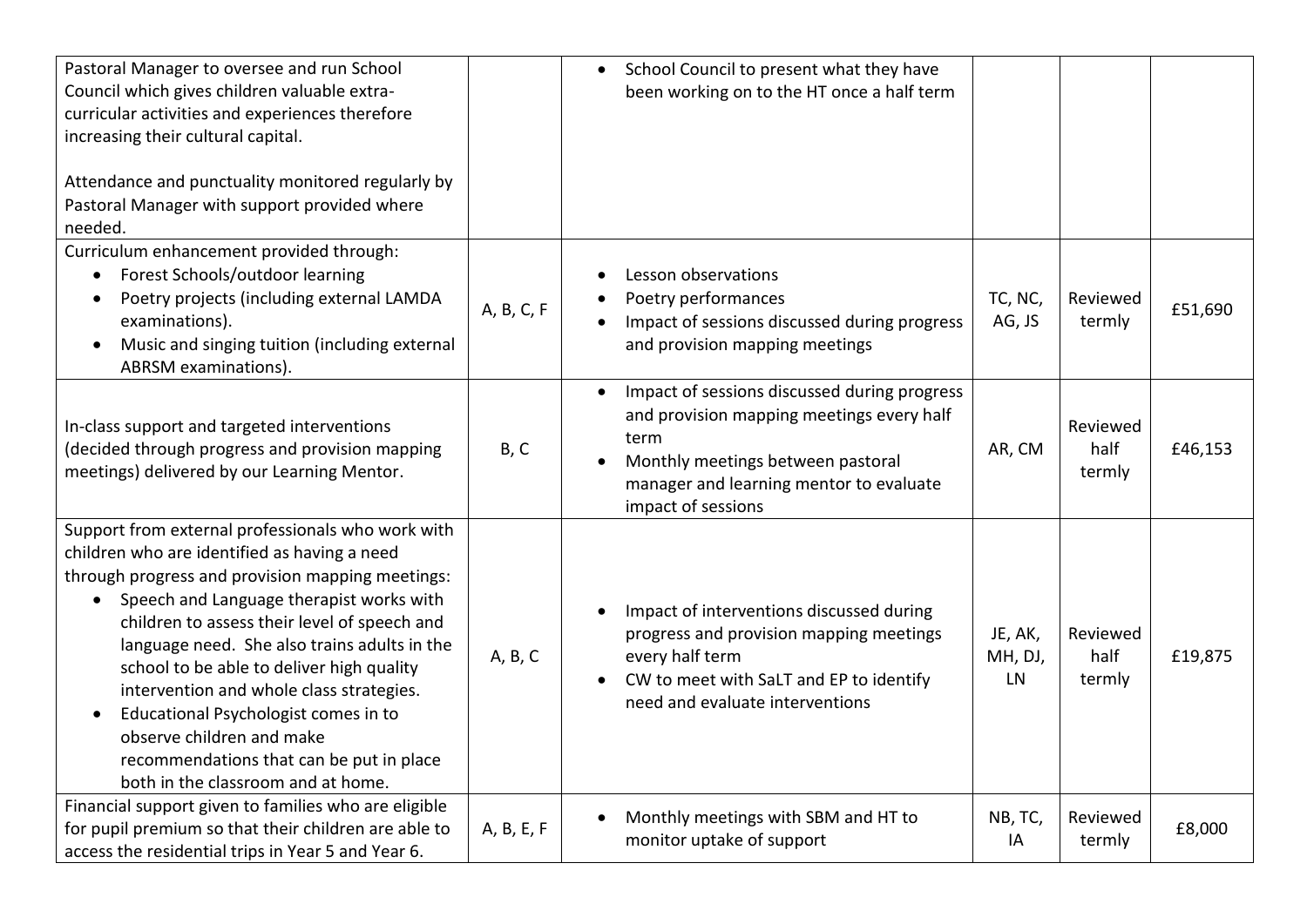| | | | | | |
|---|---|---|---|---|---|
| Pastoral Manager to oversee and run School Council which gives children valuable extra-curricular activities and experiences therefore increasing their cultural capital.<br><br>Attendance and punctuality monitored regularly by Pastoral Manager with support provided where needed. | | • School Council to present what they have been working on to the HT once a half term | | | |
| Curriculum enhancement provided through:<br>• Forest Schools/outdoor learning<br>• Poetry projects (including external LAMDA examinations).<br>• Music and singing tuition (including external ABRSM examinations). | A, B, C, F | • Lesson observations<br>• Poetry performances<br>• Impact of sessions discussed during progress and provision mapping meetings | TC, NC, AG, JS | Reviewed termly | £51,690 |
| In-class support and targeted interventions (decided through progress and provision mapping meetings) delivered by our Learning Mentor. | B, C | • Impact of sessions discussed during progress and provision mapping meetings every half term<br>• Monthly meetings between pastoral manager and learning mentor to evaluate impact of sessions | AR, CM | Reviewed half termly | £46,153 |
| Support from external professionals who work with children who are identified as having a need through progress and provision mapping meetings:<br>• Speech and Language therapist works with children to assess their level of speech and language need. She also trains adults in the school to be able to deliver high quality intervention and whole class strategies.<br>• Educational Psychologist comes in to observe children and make recommendations that can be put in place both in the classroom and at home. | A, B, C | • Impact of interventions discussed during progress and provision mapping meetings every half term<br>• CW to meet with SaLT and EP to identify need and evaluate interventions | JE, AK, MH, DJ, LN | Reviewed half termly | £19,875 |
| Financial support given to families who are eligible for pupil premium so that their children are able to access the residential trips in Year 5 and Year 6. | A, B, E, F | • Monthly meetings with SBM and HT to monitor uptake of support | NB, TC, IA | Reviewed termly | £8,000 |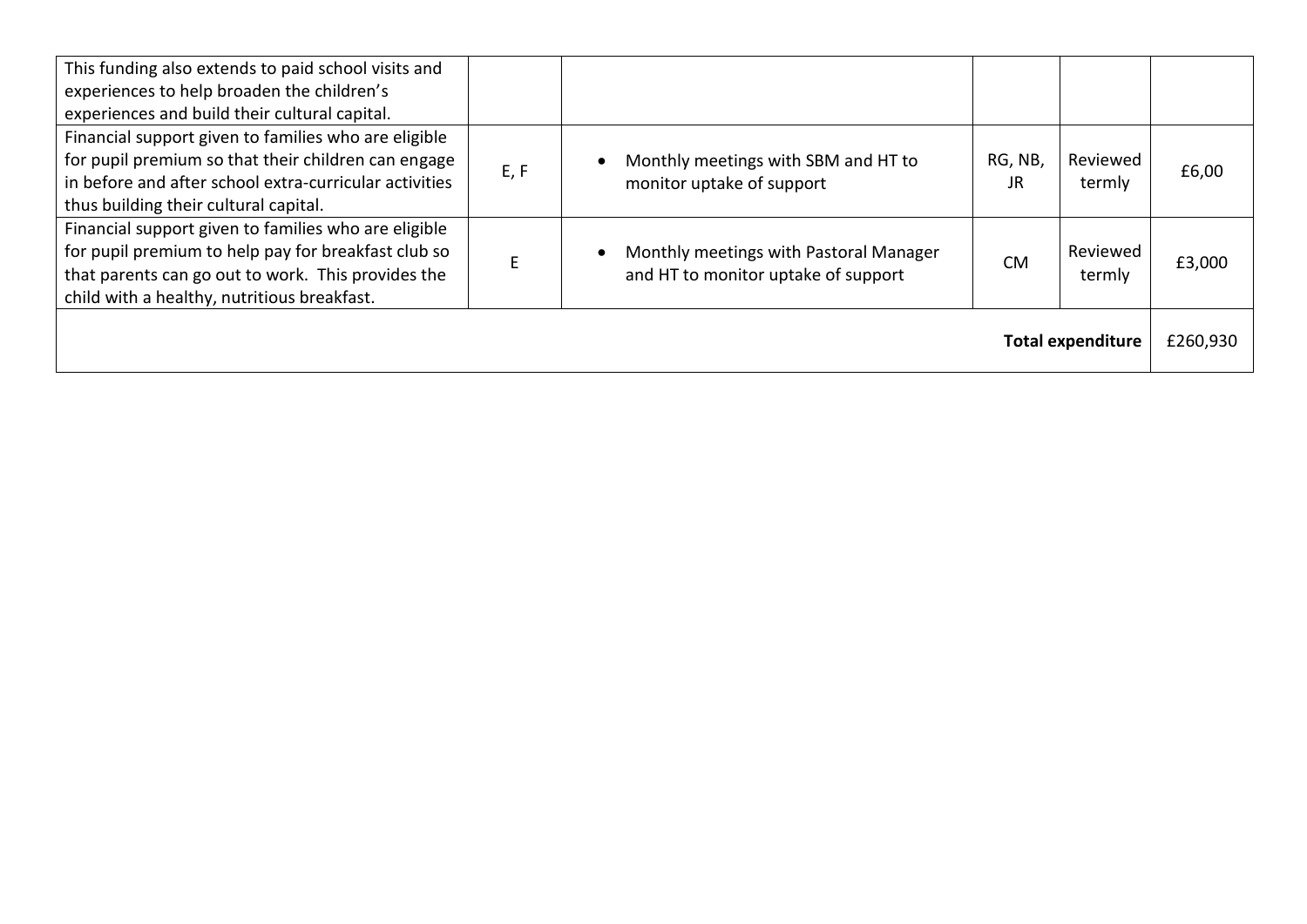| | | | | | |
|---|---|---|---|---|---|
| This funding also extends to paid school visits and experiences to help broaden the children's experiences and build their cultural capital. | | | | | |
| Financial support given to families who are eligible for pupil premium so that their children can engage in before and after school extra-curricular activities thus building their cultural capital. | E, F | • Monthly meetings with SBM and HT to monitor uptake of support | RG, NB, JR | Reviewed termly | £6,00 |
| Financial support given to families who are eligible for pupil premium to help pay for breakfast club so that parents can go out to work. This provides the child with a healthy, nutritious breakfast. | E | • Monthly meetings with Pastoral Manager and HT to monitor uptake of support | CM | Reviewed termly | £3,000 |
| | | | | **Total expenditure** | £260,930 |